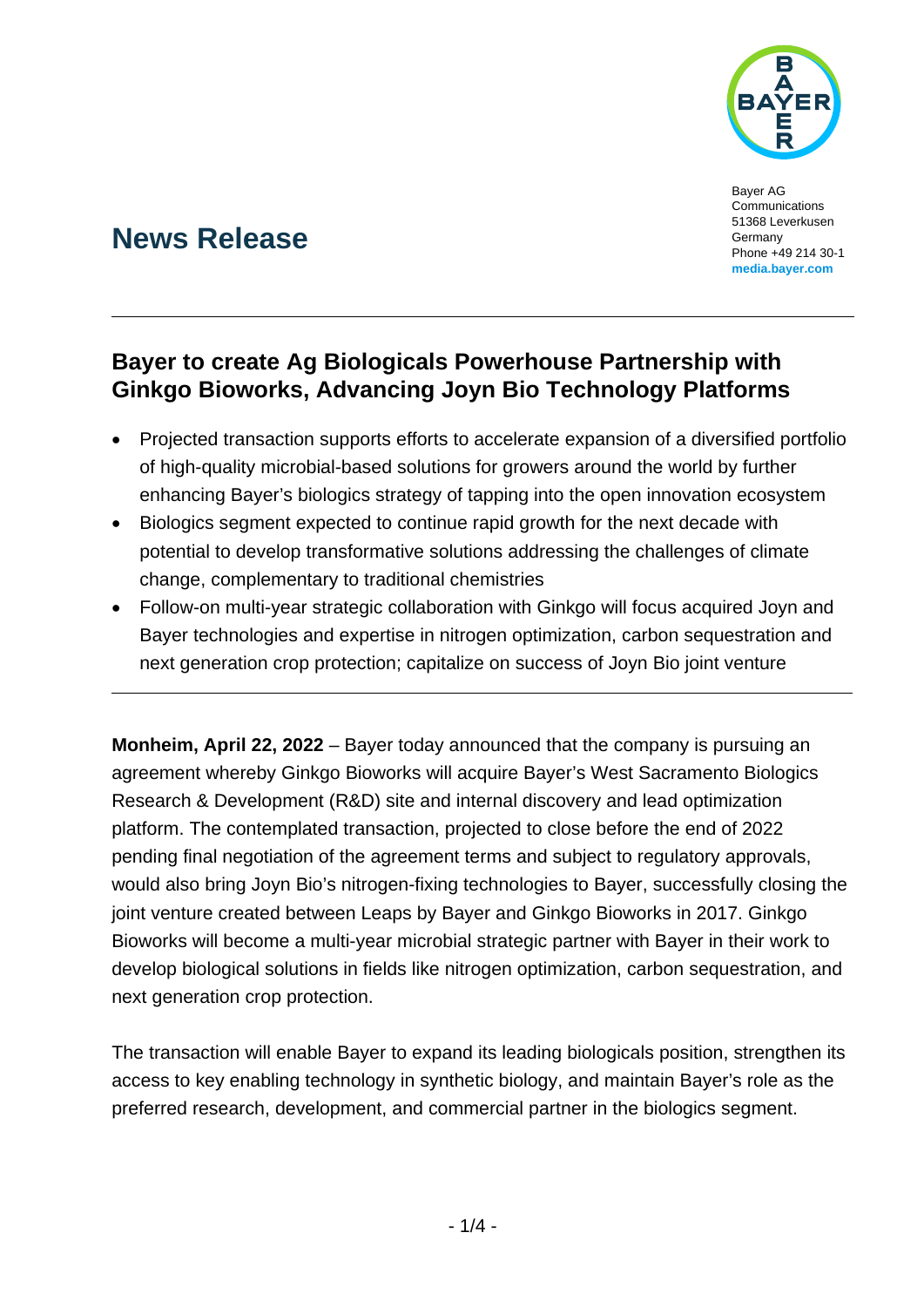Bayer AG
Communications
51368 Leverkusen
Germany
Phone +49 214 30-1
**media.bayer.com**

# News Release

## Bayer to create Ag Biologicals Powerhouse Partnership with Ginkgo Bioworks, Advancing Joyn Bio Technology Platforms

- Projected transaction supports efforts to accelerate expansion of a diversified portfolio of high-quality microbial-based solutions for growers around the world by further enhancing Bayer's biologics strategy of tapping into the open innovation ecosystem
- Biologics segment expected to continue rapid growth for the next decade with potential to develop transformative solutions addressing the challenges of climate change, complementary to traditional chemistries
- Follow-on multi-year strategic collaboration with Ginkgo will focus acquired Joyn and Bayer technologies and expertise in nitrogen optimization, carbon sequestration and next generation crop protection; capitalize on success of Joyn Bio joint venture

**Monheim, April 22, 2022** – Bayer today announced that the company is pursuing an agreement whereby Ginkgo Bioworks will acquire Bayer's West Sacramento Biologics Research & Development (R&D) site and internal discovery and lead optimization platform. The contemplated transaction, projected to close before the end of 2022 pending final negotiation of the agreement terms and subject to regulatory approvals, would also bring Joyn Bio's nitrogen-fixing technologies to Bayer, successfully closing the joint venture created between Leaps by Bayer and Ginkgo Bioworks in 2017. Ginkgo Bioworks will become a multi-year microbial strategic partner with Bayer in their work to develop biological solutions in fields like nitrogen optimization, carbon sequestration, and next generation crop protection.

The transaction will enable Bayer to expand its leading biologicals position, strengthen its access to key enabling technology in synthetic biology, and maintain Bayer's role as the preferred research, development, and commercial partner in the biologics segment.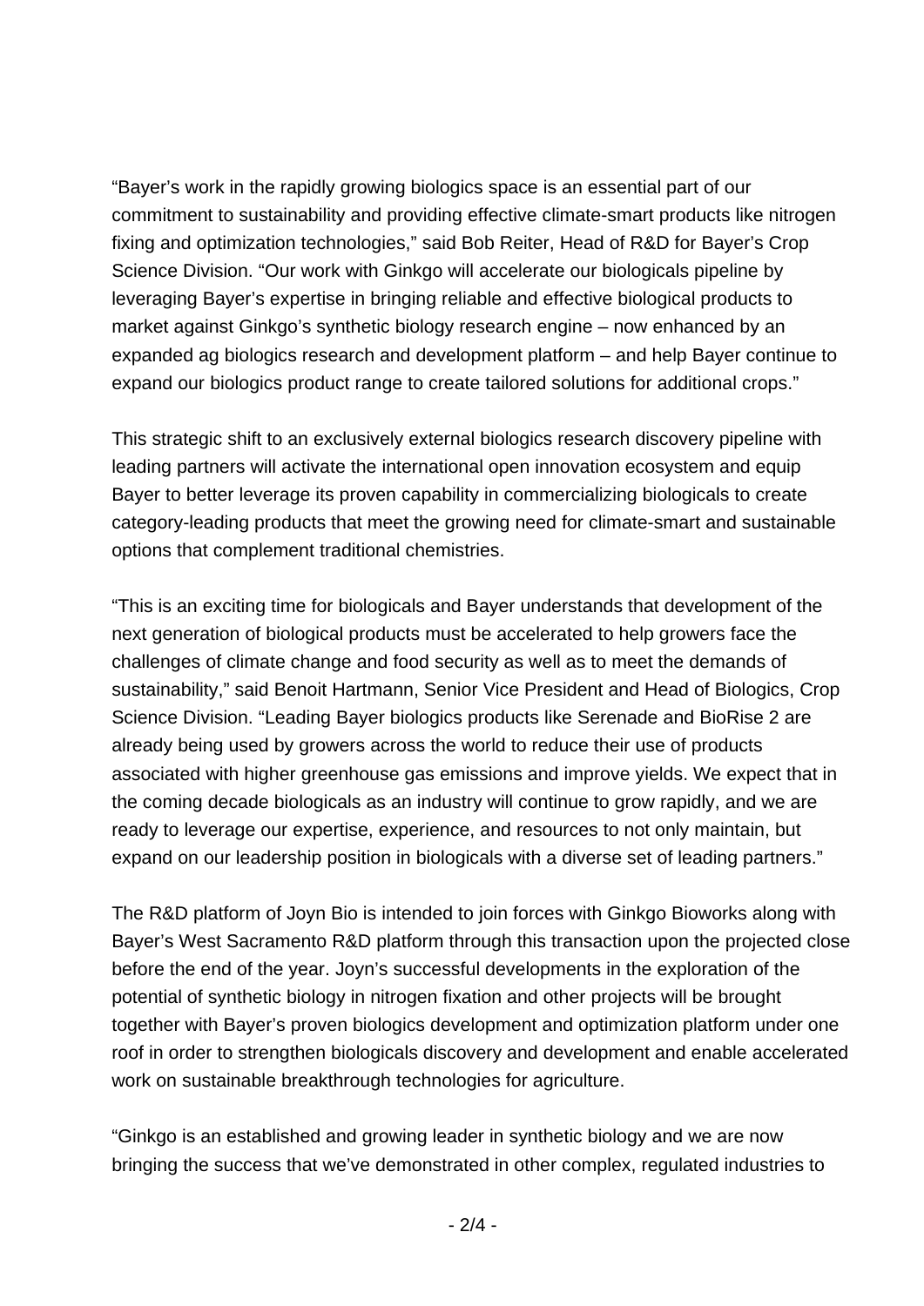“Bayer’s work in the rapidly growing biologics space is an essential part of our commitment to sustainability and providing effective climate-smart products like nitrogen fixing and optimization technologies,” said Bob Reiter, Head of R&D for Bayer’s Crop Science Division. “Our work with Ginkgo will accelerate our biologicals pipeline by leveraging Bayer’s expertise in bringing reliable and effective biological products to market against Ginkgo’s synthetic biology research engine – now enhanced by an expanded ag biologics research and development platform – and help Bayer continue to expand our biologics product range to create tailored solutions for additional crops.”

This strategic shift to an exclusively external biologics research discovery pipeline with leading partners will activate the international open innovation ecosystem and equip Bayer to better leverage its proven capability in commercializing biologicals to create category-leading products that meet the growing need for climate-smart and sustainable options that complement traditional chemistries.

“This is an exciting time for biologicals and Bayer understands that development of the next generation of biological products must be accelerated to help growers face the challenges of climate change and food security as well as to meet the demands of sustainability,” said Benoit Hartmann, Senior Vice President and Head of Biologics, Crop Science Division. “Leading Bayer biologics products like Serenade and BioRise 2 are already being used by growers across the world to reduce their use of products associated with higher greenhouse gas emissions and improve yields. We expect that in the coming decade biologicals as an industry will continue to grow rapidly, and we are ready to leverage our expertise, experience, and resources to not only maintain, but expand on our leadership position in biologicals with a diverse set of leading partners.”

The R&D platform of Joyn Bio is intended to join forces with Ginkgo Bioworks along with Bayer’s West Sacramento R&D platform through this transaction upon the projected close before the end of the year. Joyn’s successful developments in the exploration of the potential of synthetic biology in nitrogen fixation and other projects will be brought together with Bayer’s proven biologics development and optimization platform under one roof in order to strengthen biologicals discovery and development and enable accelerated work on sustainable breakthrough technologies for agriculture.

“Ginkgo is an established and growing leader in synthetic biology and we are now bringing the success that we’ve demonstrated in other complex, regulated industries to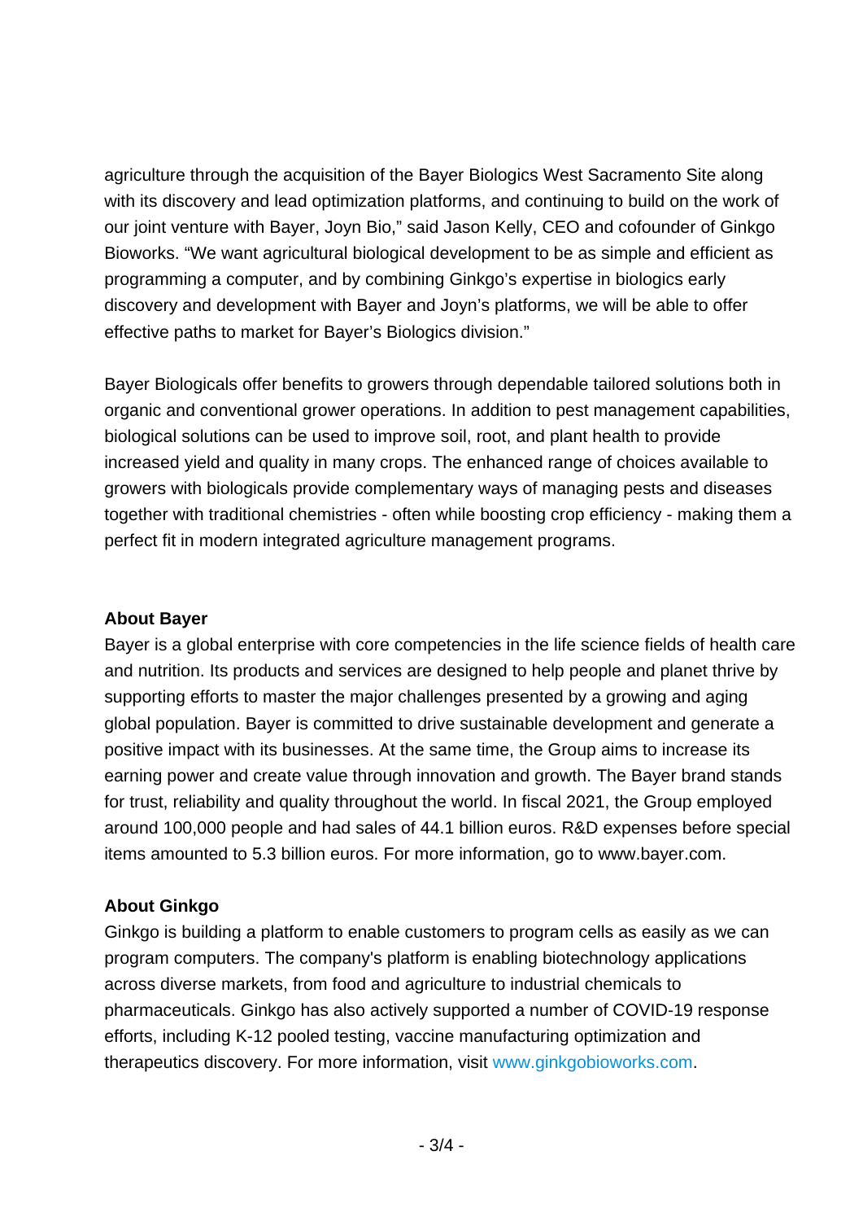agriculture through the acquisition of the Bayer Biologics West Sacramento Site along with its discovery and lead optimization platforms, and continuing to build on the work of our joint venture with Bayer, Joyn Bio," said Jason Kelly, CEO and cofounder of Ginkgo Bioworks. "We want agricultural biological development to be as simple and efficient as programming a computer, and by combining Ginkgo's expertise in biologics early discovery and development with Bayer and Joyn's platforms, we will be able to offer effective paths to market for Bayer's Biologics division."

Bayer Biologicals offer benefits to growers through dependable tailored solutions both in organic and conventional grower operations. In addition to pest management capabilities, biological solutions can be used to improve soil, root, and plant health to provide increased yield and quality in many crops. The enhanced range of choices available to growers with biologicals provide complementary ways of managing pests and diseases together with traditional chemistries - often while boosting crop efficiency - making them a perfect fit in modern integrated agriculture management programs.

**About Bayer**

Bayer is a global enterprise with core competencies in the life science fields of health care and nutrition. Its products and services are designed to help people and planet thrive by supporting efforts to master the major challenges presented by a growing and aging global population. Bayer is committed to drive sustainable development and generate a positive impact with its businesses. At the same time, the Group aims to increase its earning power and create value through innovation and growth. The Bayer brand stands for trust, reliability and quality throughout the world. In fiscal 2021, the Group employed around 100,000 people and had sales of 44.1 billion euros. R&D expenses before special items amounted to 5.3 billion euros. For more information, go to www.bayer.com.

**About Ginkgo**

Ginkgo is building a platform to enable customers to program cells as easily as we can program computers. The company's platform is enabling biotechnology applications across diverse markets, from food and agriculture to industrial chemicals to pharmaceuticals. Ginkgo has also actively supported a number of COVID-19 response efforts, including K-12 pooled testing, vaccine manufacturing optimization and therapeutics discovery. For more information, visit www.ginkgobioworks.com.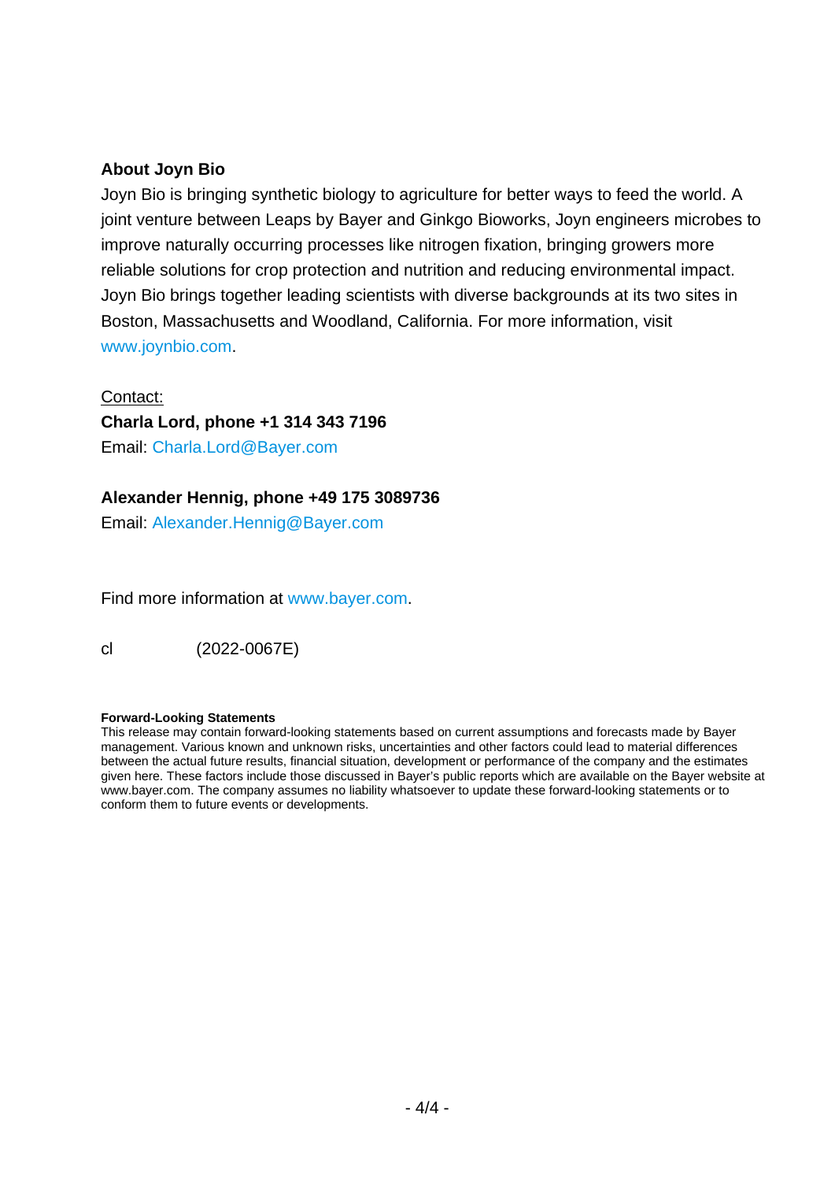**About Joyn Bio**

Joyn Bio is bringing synthetic biology to agriculture for better ways to feed the world. A joint venture between Leaps by Bayer and Ginkgo Bioworks, Joyn engineers microbes to improve naturally occurring processes like nitrogen fixation, bringing growers more reliable solutions for crop protection and nutrition and reducing environmental impact. Joyn Bio brings together leading scientists with diverse backgrounds at its two sites in Boston, Massachusetts and Woodland, California. For more information, visit www.joynbio.com.

Contact:

**Charla Lord, phone +1 314 343 7196**

Email: Charla.Lord@Bayer.com

**Alexander Hennig, phone +49 175 3089736**

Email: Alexander.Hennig@Bayer.com

Find more information at www.bayer.com.

cl (2022-0067E)

**Forward-Looking Statements**

This release may contain forward-looking statements based on current assumptions and forecasts made by Bayer management. Various known and unknown risks, uncertainties and other factors could lead to material differences between the actual future results, financial situation, development or performance of the company and the estimates given here. These factors include those discussed in Bayer's public reports which are available on the Bayer website at www.bayer.com. The company assumes no liability whatsoever to update these forward-looking statements or to conform them to future events or developments.